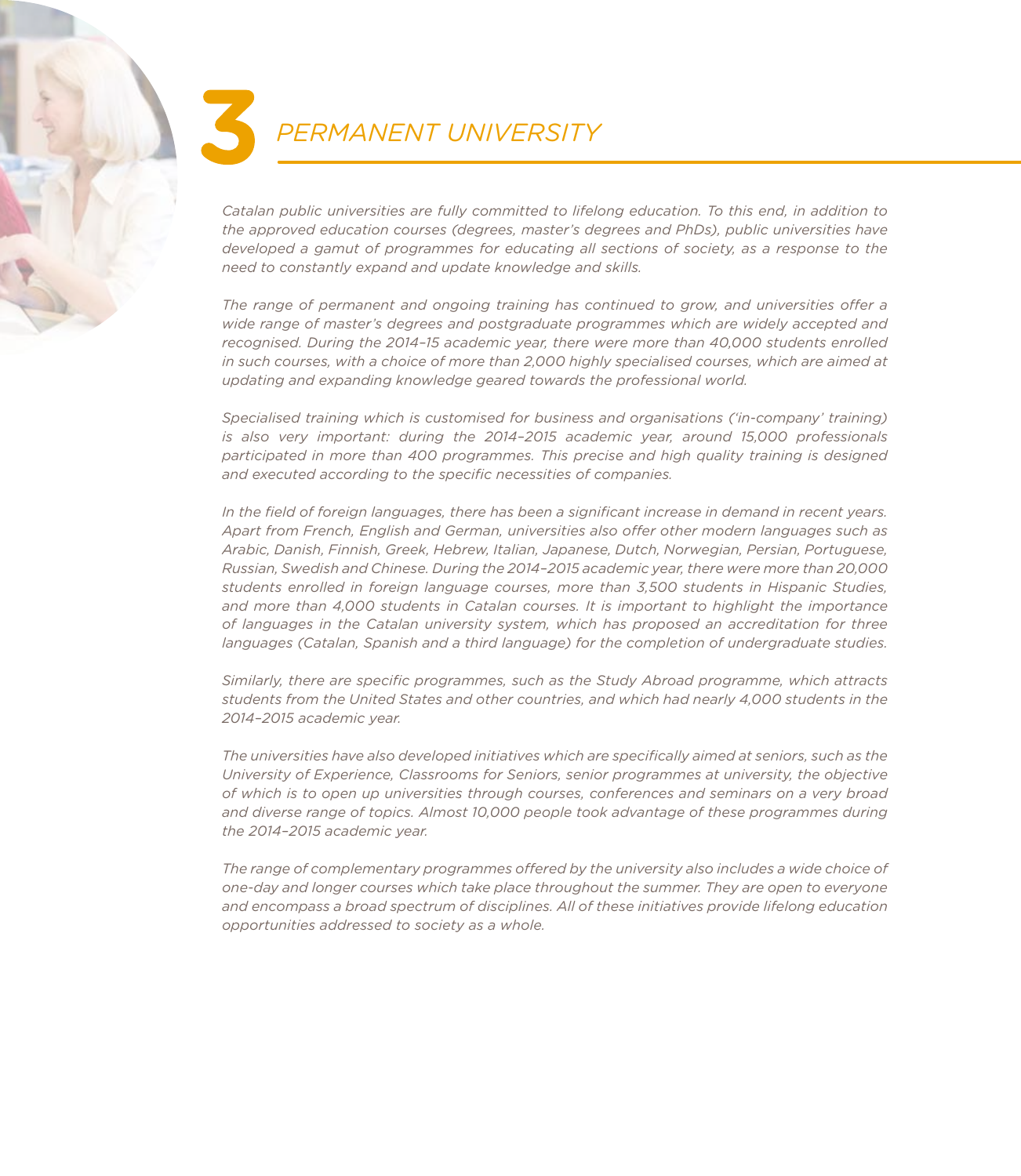# 3 *PERMANENT UNIVERSITY*

*Catalan public universities are fully committed to lifelong education. To this end, in addition to the approved education courses (degrees, master's degrees and PhDs), public universities have developed a gamut of programmes for educating all sections of society, as a response to the need to constantly expand and update knowledge and skills.*

*The range of permanent and ongoing training has continued to grow, and universities offer a wide range of master's degrees and postgraduate programmes which are widely accepted and recognised. During the 2014–15 academic year, there were more than 40,000 students enrolled in such courses, with a choice of more than 2,000 highly specialised courses, which are aimed at updating and expanding knowledge geared towards the professional world.*

*Specialised training which is customised for business and organisations ('in-company' training) is also very important: during the 2014–2015 academic year, around 15,000 professionals participated in more than 400 programmes. This precise and high quality training is designed and executed according to the specific necessities of companies.*

*In the field of foreign languages, there has been a significant increase in demand in recent years. Apart from French, English and German, universities also offer other modern languages such as Arabic, Danish, Finnish, Greek, Hebrew, Italian, Japanese, Dutch, Norwegian, Persian, Portuguese, Russian, Swedish and Chinese. During the 2014–2015 academic year, there were more than 20,000 students enrolled in foreign language courses, more than 3,500 students in Hispanic Studies, and more than 4,000 students in Catalan courses. It is important to highlight the importance of languages in the Catalan university system, which has proposed an accreditation for three languages (Catalan, Spanish and a third language) for the completion of undergraduate studies.*

*Similarly, there are specific programmes, such as the Study Abroad programme, which attracts students from the United States and other countries, and which had nearly 4,000 students in the 2014–2015 academic year.*

*The universities have also developed initiatives which are specifically aimed at seniors, such as the University of Experience, Classrooms for Seniors, senior programmes at university, the objective of which is to open up universities through courses, conferences and seminars on a very broad and diverse range of topics. Almost 10,000 people took advantage of these programmes during the 2014–2015 academic year.*

*The range of complementary programmes offered by the university also includes a wide choice of one-day and longer courses which take place throughout the summer. They are open to everyone and encompass a broad spectrum of disciplines. All of these initiatives provide lifelong education opportunities addressed to society as a whole.*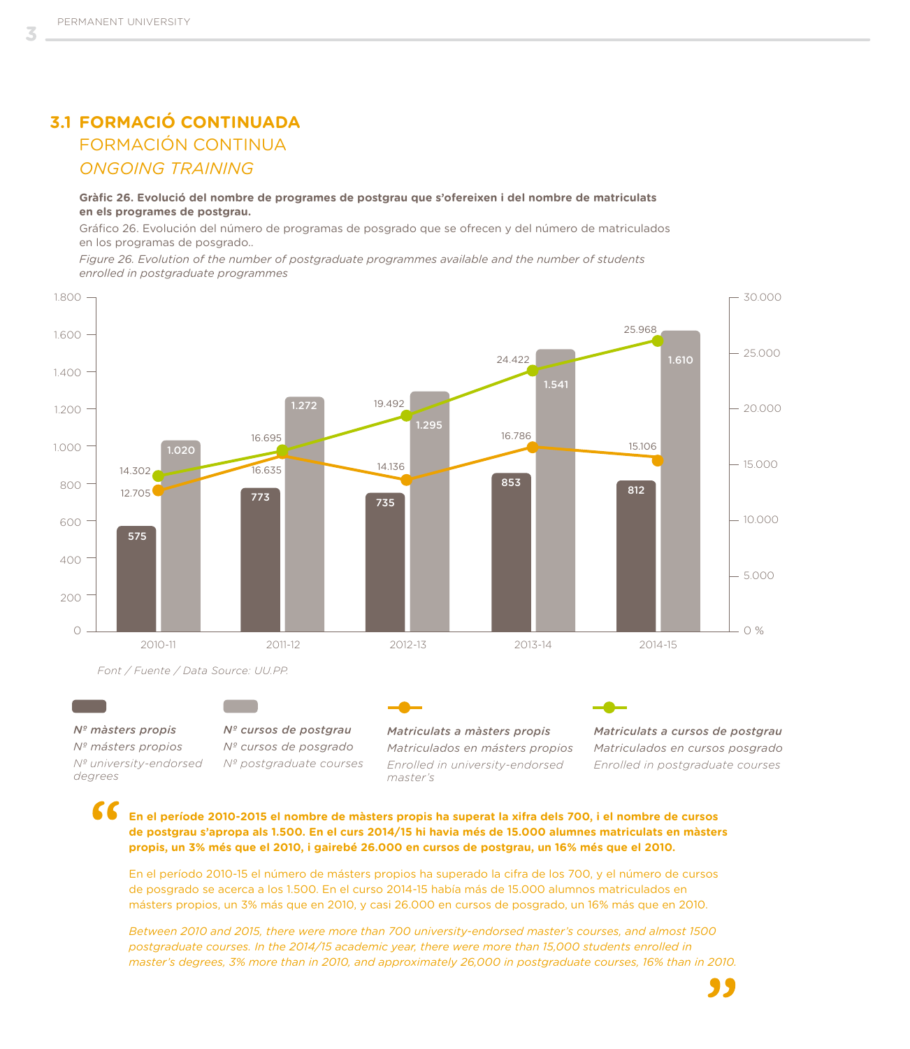## 3.1 FORMACIÓ CONTINUADA

### FORMACIÓN CONTINUA

### *ONGOING TRAINING*

**Gràfic 26. Evolució del nombre de programes de postgrau que s'ofereixen i del nombre de matriculats en els programes de postgrau.**

Gráfico 26. Evolución del número de programas de posgrado que se ofrecen y del número de matriculados en los programas de posgrado..

*Figure 26. Evolution of the number of postgraduate programmes available and the number of students enrolled in postgraduate programmes*

| | 2010-11 | 2011-12 | 2012-13 | 2013-14 | 2014-15 |
|---|---|---|---|---|---|
| Nº màsters propis / Nº másters propios / *Nº university-endorsed degrees* | 575 | 773 | 735 | 853 | 812 |
| Nº cursos de postgrau / Nº cursos de posgrado / *Nº postgraduate courses* | 1.020 | 1.272 | 1.295 | 1.541 | 1.610 |
| Matriculats a màsters propis / Matriculados en másters propios / *Enrolled in university-endorsed master's* | 12.705 | 16.635 | 14.136 | 16.786 | 15.106 |
| Matriculats a cursos de postgrau / Matriculados en cursos posgrado / *Enrolled in postgraduate courses* | 14.302 | 16.695 | 19.492 | 24.422 | 25.968 |

*Font / Fuente / Data Source: UU.PP.*

**En el període 2010-2015 el nombre de màsters propis ha superat la xifra dels 700, i el nombre de cursos de postgrau s'apropa als 1.500. En el curs 2014/15 hi havia més de 15.000 alumnes matriculats en màsters propis, un 3% més que el 2010, i gairebé 26.000 en cursos de postgrau, un 16% més que el 2010.**

En el período 2010-15 el número de másters propios ha superado la cifra de los 700, y el número de cursos de posgrado se acerca a los 1.500. En el curso 2014-15 había más de 15.000 alumnos matriculados en másters propios, un 3% más que en 2010, y casi 26.000 en cursos de posgrado, un 16% más que en 2010.

*Between 2010 and 2015, there were more than 700 university-endorsed master's courses, and almost 1500 postgraduate courses. In the 2014/15 academic year, there were more than 15,000 students enrolled in master's degrees, 3% more than in 2010, and approximately 26,000 in postgraduate courses, 16% than in 2010.*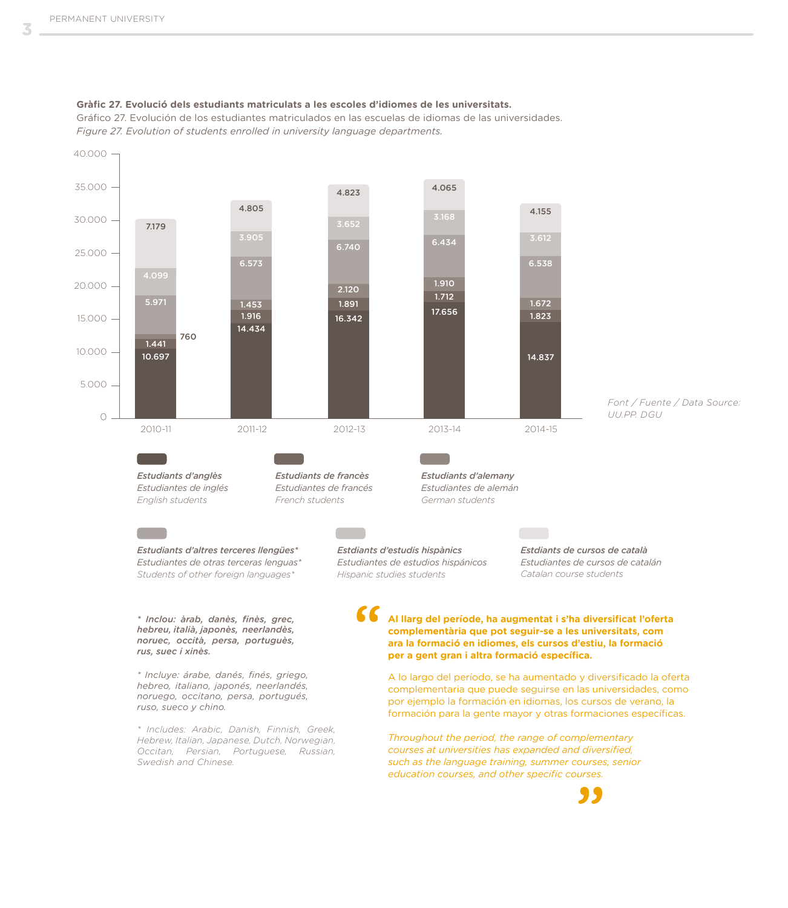**Gràfic 27. Evolució dels estudiants matriculats a les escoles d'idiomes de les universitats.**
Gráfico 27. Evolución de los estudiantes matriculados en las escuelas de idiomas de las universidades.
*Figure 27. Evolution of students enrolled in university language departments.*

| | 2010-11 | 2011-12 | 2012-13 | 2013-14 | 2014-15 |
|---|---|---|---|---|---|
| Estudiants d'anglès / Estudiantes de inglés / English students | 10.697 | 14.434 | 16.342 | 17.656 | 14.837 |
| Estudiants de francès / Estudiantes de francés / French students | 1.441 | 1.916 | 1.891 | 1.712 | 1.823 |
| Estudiants d'alemany / Estudiantes de alemán / German students | 760 | 1.453 | 2.120 | 1.910 | 1.672 |
| Estudiants d'altres terceres llengües* / Estudiantes de otras terceras lenguas* / Students of other foreign languages* | 5.971 | 6.573 | 6.740 | 6.434 | 6.538 |
| Estdiants d'estudis hispànics / Estudiantes de estudios hispánicos / Hispanic studies students | 4.099 | 3.905 | 3.652 | 3.168 | 3.612 |
| Estdiants de cursos de català / Estudiantes de cursos de catalán / Catalan course students | 7.179 | 4.805 | 4.823 | 4.065 | 4.155 |

*Font / Fuente / Data Source: UU.PP. DGU*

***\* Inclou: àrab, danès, finès, grec, hebreu, italià, japonès, neerlandès, noruec, occità, persa, portuguès, rus, suec i xinès.***

*\* Incluye: árabe, danés, finés, griego, hebreo, italiano, japonés, neerlandés, noruego, occitano, persa, portugués, ruso, sueco y chino.*

*\* Includes: Arabic, Danish, Finnish, Greek, Hebrew, Italian, Japanese, Dutch, Norwegian, Occitan, Persian, Portuguese, Russian, Swedish and Chinese.*

> **Al llarg del període, ha augmentat i s'ha diversificat l'oferta complementària que pot seguir-se a les universitats, com ara la formació en idiomes, els cursos d'estiu, la formació per a gent gran i altra formació específica.**
>
> A lo largo del período, se ha aumentado y diversificado la oferta complementaria que puede seguirse en las universidades, como por ejemplo la formación en idiomas, los cursos de verano, la formación para la gente mayor y otras formaciones específicas.
>
> *Throughout the period, the range of complementary courses at universities has expanded and diversified, such as the language training, summer courses, senior education courses, and other specific courses.*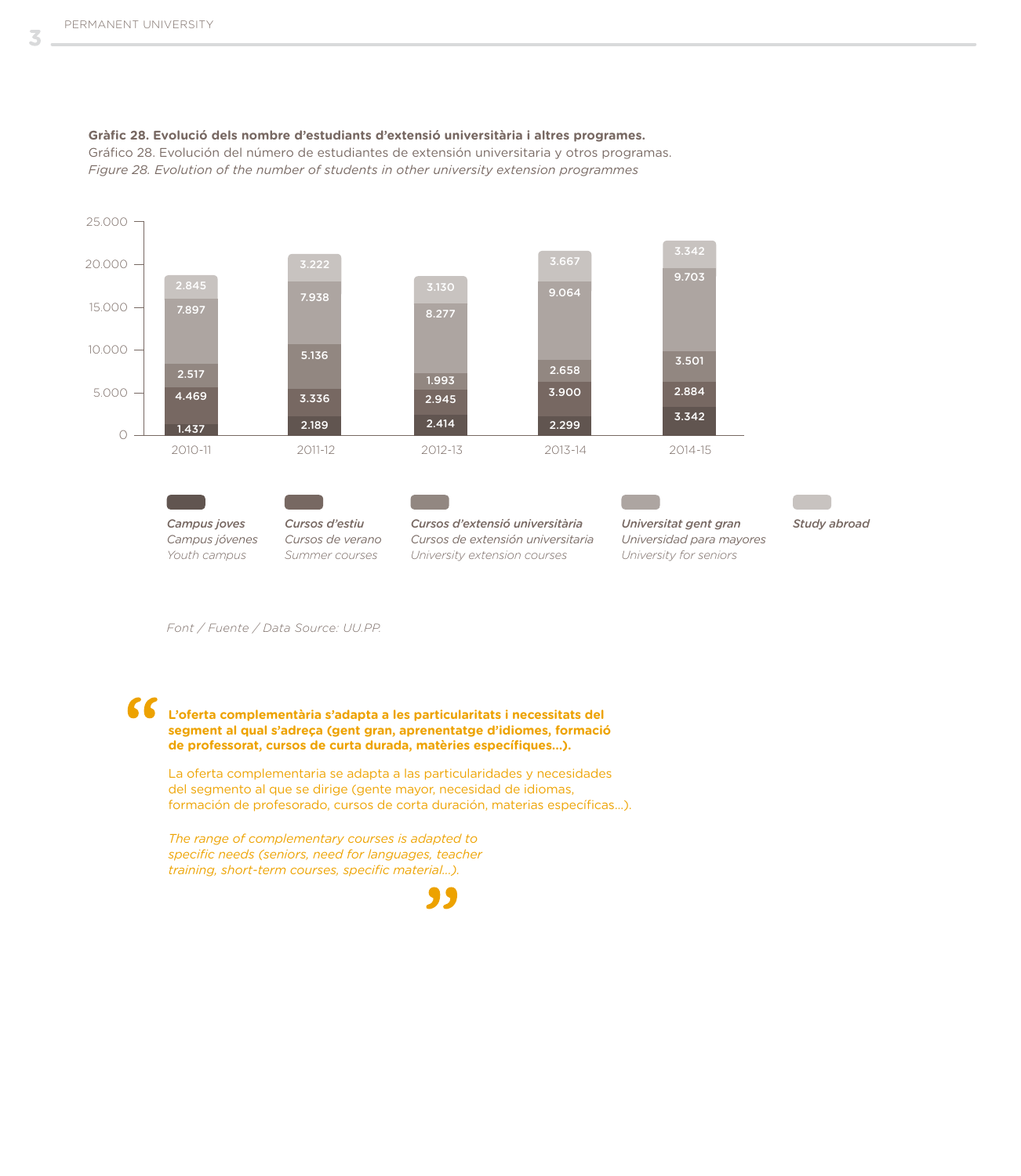**Gràfic 28. Evolució dels nombre d'estudiants d'extensió universitària i altres programes.**
Gráfico 28. Evolución del número de estudiantes de extensión universitaria y otros programas.
*Figure 28. Evolution of the number of students in other university extension programmes*

| | 2010-11 | 2011-12 | 2012-13 | 2013-14 | 2014-15 |
|---|---|---|---|---|---|
| *Campus joves / Campus jóvenes / Youth campus* | 1.437 | 2.189 | 2.414 | 2.299 | 3.342 |
| *Cursos d'estiu / Cursos de verano / Summer courses* | 4.469 | 3.336 | 2.945 | 3.900 | 2.884 |
| *Cursos d'extensió universitària / Cursos de extensión universitaria / University extension courses* | 2.517 | 5.136 | 1.993 | 2.658 | 3.501 |
| *Universitat gent gran / Universidad para mayores / University for seniors* | 7.897 | 7.938 | 8.277 | 9.064 | 9.703 |
| *Study abroad* | 2.845 | 3.222 | 3.130 | 3.667 | 3.342 |

*Font / Fuente / Data Source: UU.PP.*

> **L'oferta complementària s'adapta a les particularitats i necessitats del segment al qual s'adreça (gent gran, aprenentatge d'idiomes, formació de professorat, cursos de curta durada, matèries específiques...).**
>
> La oferta complementaria se adapta a las particularidades y necesidades del segmento al que se dirige (gente mayor, necesidad de idiomas, formación de profesorado, cursos de corta duración, materias específicas...).
>
> *The range of complementary courses is adapted to specific needs (seniors, need for languages, teacher training, short-term courses, specific material...).*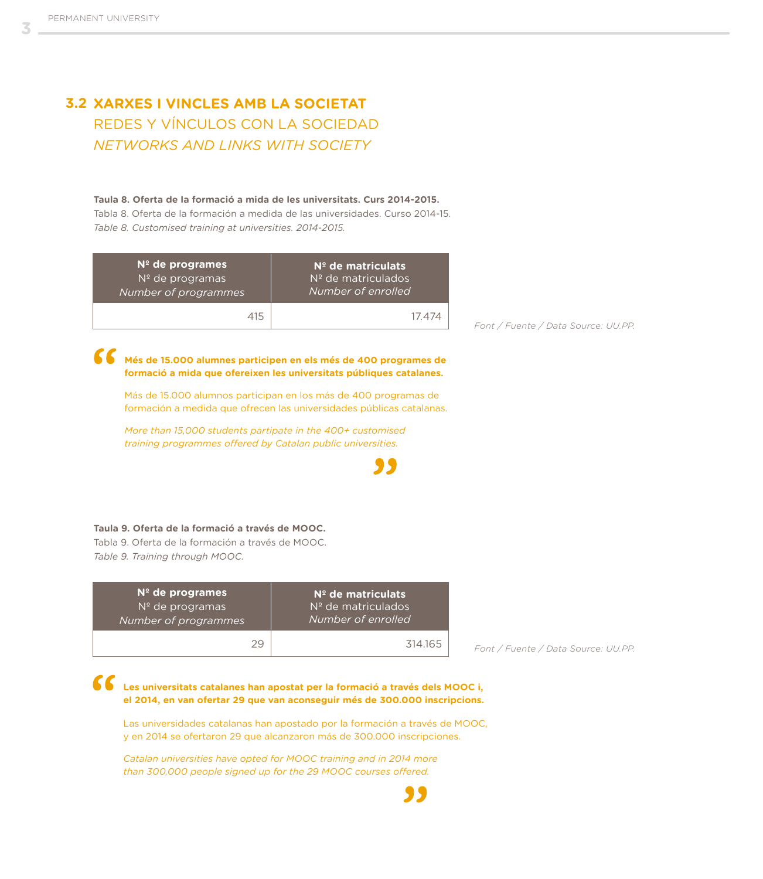## 3.2 XARXES I VINCLES AMB LA SOCIETAT

REDES Y VÍNCULOS CON LA SOCIEDAD

*NETWORKS AND LINKS WITH SOCIETY*

**Taula 8. Oferta de la formació a mida de les universitats. Curs 2014-2015.**
Tabla 8. Oferta de la formación a medida de las universidades. Curso 2014-15.
*Table 8. Customised training at universities. 2014-2015.*

| **Nº de programes** Nº de programas *Number of programmes* | **Nº de matriculats** Nº de matriculados *Number of enrolled* |
|---|---|
| 415 | 17.474 |

*Font / Fuente / Data Source: UU.PP.*

> **Més de 15.000 alumnes participen en els més de 400 programes de formació a mida que ofereixen les universitats públiques catalanes.**
>
> Más de 15.000 alumnos participan en los más de 400 programas de formación a medida que ofrecen las universidades públicas catalanas.
>
> *More than 15,000 students partipate in the 400+ customised training programmes offered by Catalan public universities.*

**Taula 9. Oferta de la formació a través de MOOC.**
Tabla 9. Oferta de la formación a través de MOOC.
*Table 9. Training through MOOC.*

| **Nº de programes** Nº de programas *Number of programmes* | **Nº de matriculats** Nº de matriculados *Number of enrolled* |
|---|---|
| 29 | 314.165 |

*Font / Fuente / Data Source: UU.PP.*

> **Les universitats catalanes han apostat per la formació a través dels MOOC i, el 2014, en van ofertar 29 que van aconseguir més de 300.000 inscripcions.**
>
> Las universidades catalanas han apostado por la formación a través de MOOC, y en 2014 se ofertaron 29 que alcanzaron más de 300.000 inscripciones.
>
> *Catalan universities have opted for MOOC training and in 2014 more than 300,000 people signed up for the 29 MOOC courses offered.*